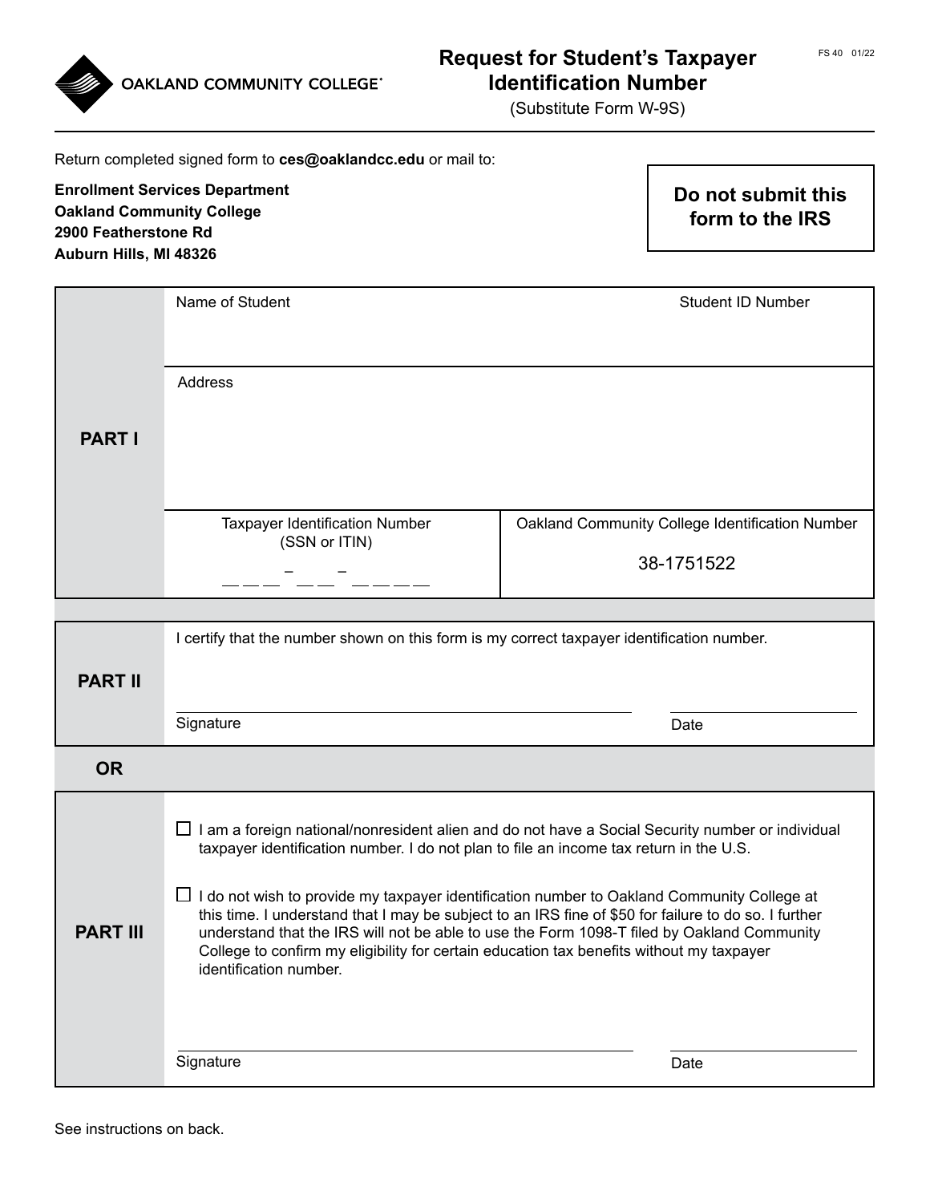OAKLAND COMMUNITY COLLEGE®

# Request for Student's Taxpayer Identification Number

(Substitute Form W-9S)

FS 40 01/22

Return completed signed form to **ces@oaklandcc.edu** or mail to:

**Enrollment Services Department**
**Oakland Community College**
**2900 Featherstone Rd**
**Auburn Hills, MI 48326**

**Do not submit this form to the IRS**

| | | |
|---|---|---|
| **PART I** | Name of Student | Student ID Number |
| | Address | |
| | Taxpayer Identification Number (SSN or ITIN)<br>___ ___ ___ – ___ ___ – ___ ___ ___ ___ | Oakland Community College Identification Number<br>38-1751522 |

| | |
|---|---|
| **PART II** | I certify that the number shown on this form is my correct taxpayer identification number.<br><br>Signature ______________________ Date ____________ |

**OR**

| | |
|---|---|
| **PART III** | ☐ I am a foreign national/nonresident alien and do not have a Social Security number or individual taxpayer identification number. I do not plan to file an income tax return in the U.S.<br><br>☐ I do not wish to provide my taxpayer identification number to Oakland Community College at this time. I understand that I may be subject to an IRS fine of $50 for failure to do so. I further understand that the IRS will not be able to use the Form 1098-T filed by Oakland Community College to confirm my eligibility for certain education tax benefits without my taxpayer identification number.<br><br>Signature ______________________ Date ____________ |

See instructions on back.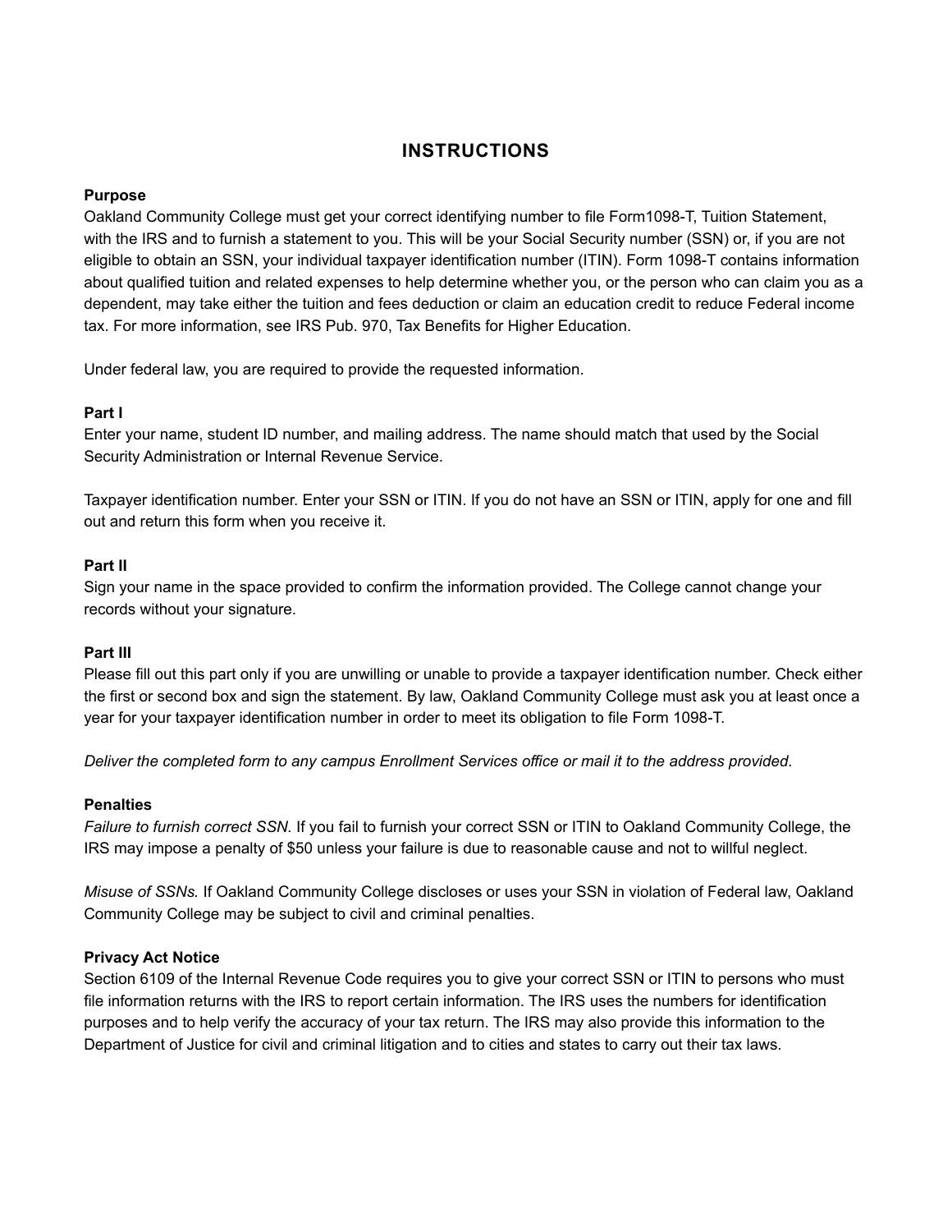## INSTRUCTIONS

**Purpose**

Oakland Community College must get your correct identifying number to file Form1098-T, Tuition Statement, with the IRS and to furnish a statement to you. This will be your Social Security number (SSN) or, if you are not eligible to obtain an SSN, your individual taxpayer identification number (ITIN). Form 1098-T contains information about qualified tuition and related expenses to help determine whether you, or the person who can claim you as a dependent, may take either the tuition and fees deduction or claim an education credit to reduce Federal income tax. For more information, see IRS Pub. 970, Tax Benefits for Higher Education.

Under federal law, you are required to provide the requested information.

**Part I**

Enter your name, student ID number, and mailing address. The name should match that used by the Social Security Administration or Internal Revenue Service.

Taxpayer identification number. Enter your SSN or ITIN. If you do not have an SSN or ITIN, apply for one and fill out and return this form when you receive it.

**Part II**

Sign your name in the space provided to confirm the information provided. The College cannot change your records without your signature.

**Part III**

Please fill out this part only if you are unwilling or unable to provide a taxpayer identification number. Check either the first or second box and sign the statement. By law, Oakland Community College must ask you at least once a year for your taxpayer identification number in order to meet its obligation to file Form 1098-T.

*Deliver the completed form to any campus Enrollment Services office or mail it to the address provided.*

**Penalties**

*Failure to furnish correct SSN.* If you fail to furnish your correct SSN or ITIN to Oakland Community College, the IRS may impose a penalty of $50 unless your failure is due to reasonable cause and not to willful neglect.

*Misuse of SSNs.* If Oakland Community College discloses or uses your SSN in violation of Federal law, Oakland Community College may be subject to civil and criminal penalties.

**Privacy Act Notice**

Section 6109 of the Internal Revenue Code requires you to give your correct SSN or ITIN to persons who must file information returns with the IRS to report certain information. The IRS uses the numbers for identification purposes and to help verify the accuracy of your tax return. The IRS may also provide this information to the Department of Justice for civil and criminal litigation and to cities and states to carry out their tax laws.